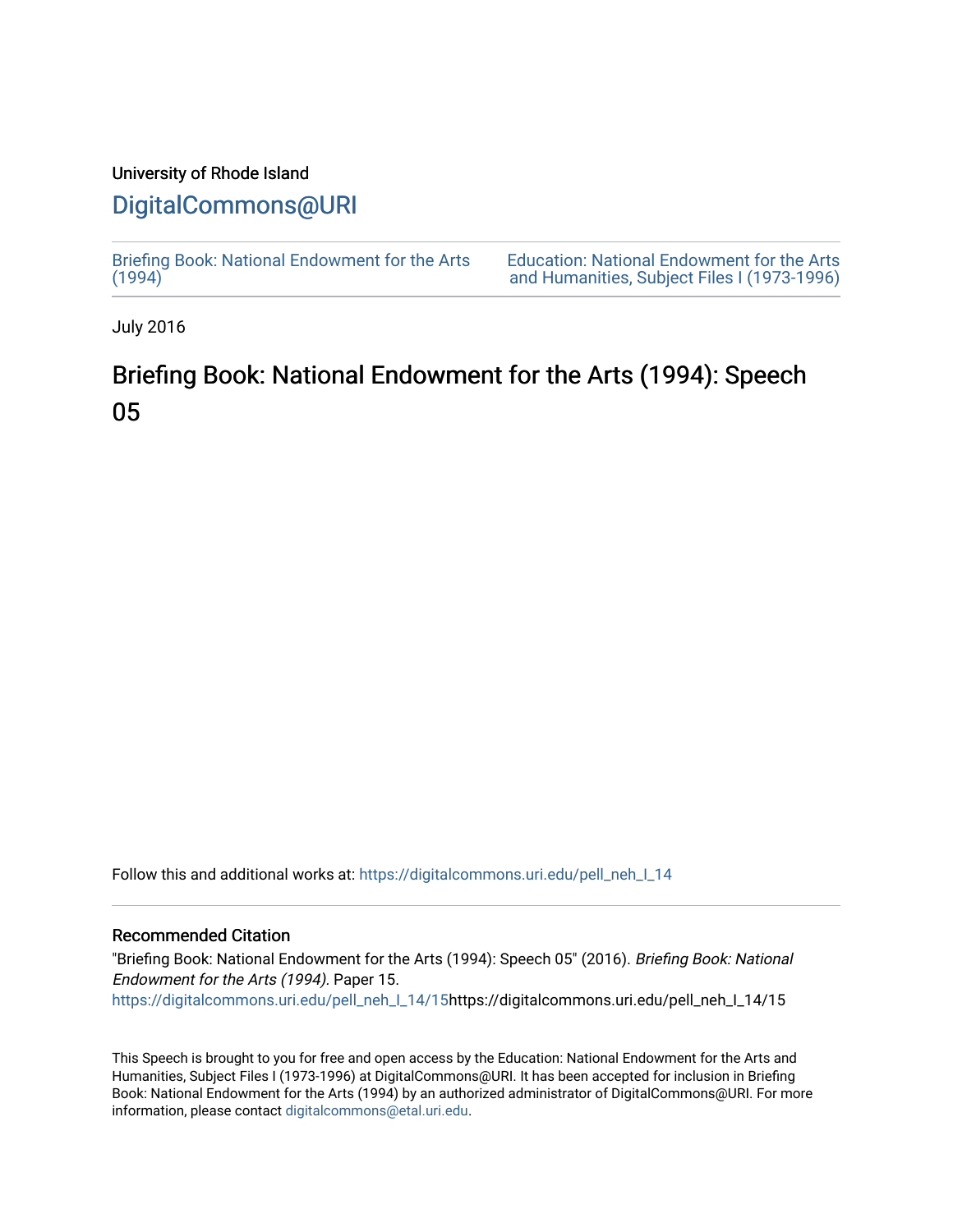University of Rhode Island

# DigitalCommons@URI

Briefing Book: National Endowment for the Arts (1994)

Education: National Endowment for the Arts and Humanities, Subject Files I (1973-1996)

July 2016

## Briefing Book: National Endowment for the Arts (1994): Speech 05

Follow this and additional works at: https://digitalcommons.uri.edu/pell_neh_I_14

### Recommended Citation

"Briefing Book: National Endowment for the Arts (1994): Speech 05" (2016). *Briefing Book: National Endowment for the Arts (1994).* Paper 15.
https://digitalcommons.uri.edu/pell_neh_I_14/15https://digitalcommons.uri.edu/pell_neh_I_14/15

This Speech is brought to you for free and open access by the Education: National Endowment for the Arts and Humanities, Subject Files I (1973-1996) at DigitalCommons@URI. It has been accepted for inclusion in Briefing Book: National Endowment for the Arts (1994) by an authorized administrator of DigitalCommons@URI. For more information, please contact digitalcommons@etal.uri.edu.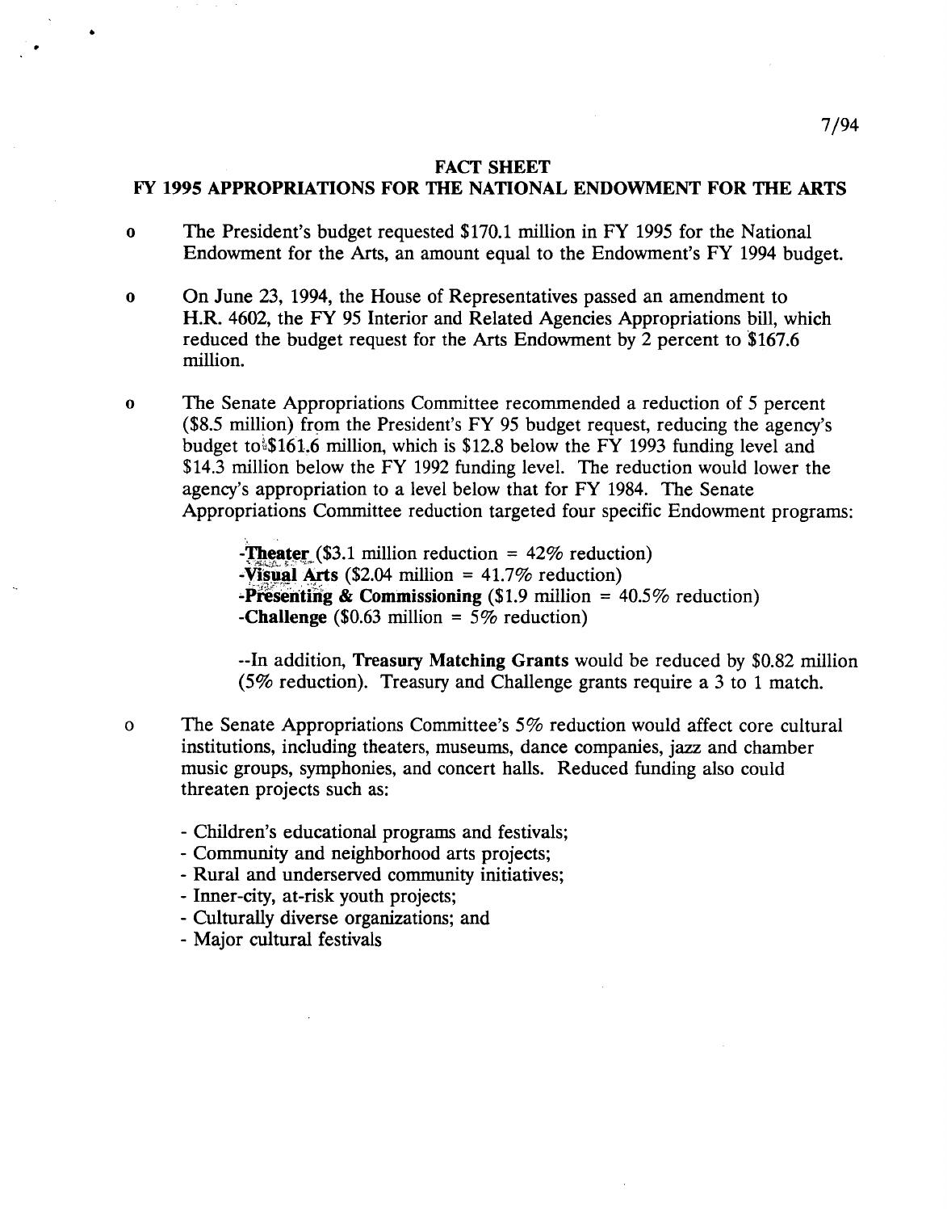7/94

**FACT SHEET**
**FY 1995 APPROPRIATIONS FOR THE NATIONAL ENDOWMENT FOR THE ARTS**

- The President's budget requested $170.1 million in FY 1995 for the National Endowment for the Arts, an amount equal to the Endowment's FY 1994 budget.

- On June 23, 1994, the House of Representatives passed an amendment to H.R. 4602, the FY 95 Interior and Related Agencies Appropriations bill, which reduced the budget request for the Arts Endowment by 2 percent to $167.6 million.

- The Senate Appropriations Committee recommended a reduction of 5 percent ($8.5 million) from the President's FY 95 budget request, reducing the agency's budget to $161.6 million, which is $12.8 below the FY 1993 funding level and $14.3 million below the FY 1992 funding level. The reduction would lower the agency's appropriation to a level below that for FY 1984. The Senate Appropriations Committee reduction targeted four specific Endowment programs:

  -**Theater** ($3.1 million reduction = 42% reduction)
  -**Visual Arts** ($2.04 million = 41.7% reduction)
  -**Presenting & Commissioning** ($1.9 million = 40.5% reduction)
  -**Challenge** ($0.63 million = 5% reduction)

  --In addition, **Treasury Matching Grants** would be reduced by $0.82 million (5% reduction). Treasury and Challenge grants require a 3 to 1 match.

- The Senate Appropriations Committee's 5% reduction would affect core cultural institutions, including theaters, museums, dance companies, jazz and chamber music groups, symphonies, and concert halls. Reduced funding also could threaten projects such as:

  - Children's educational programs and festivals;
  - Community and neighborhood arts projects;
  - Rural and underserved community initiatives;
  - Inner-city, at-risk youth projects;
  - Culturally diverse organizations; and
  - Major cultural festivals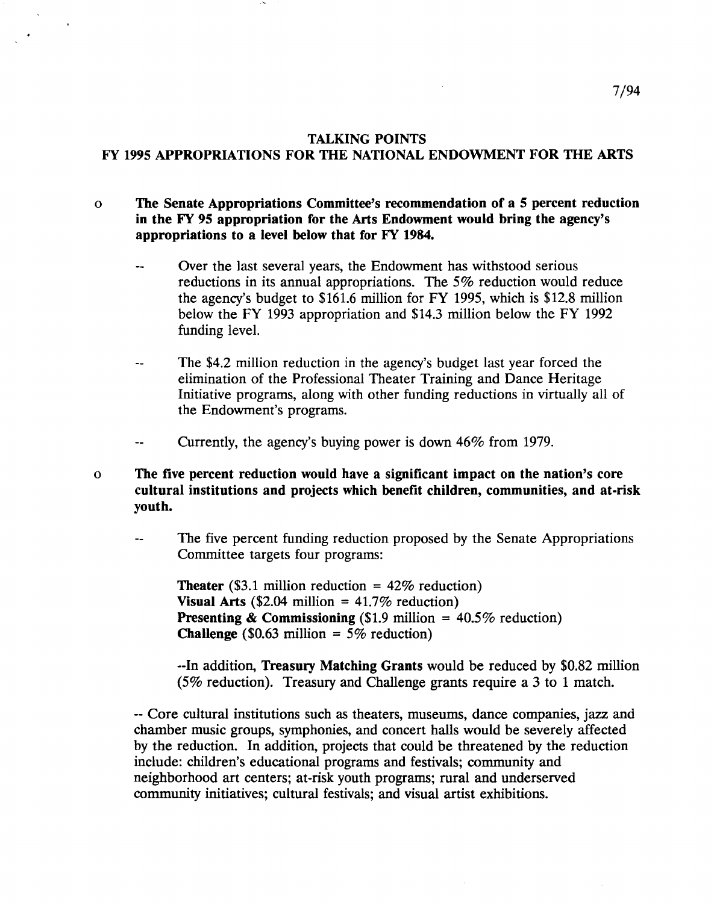7/94

## TALKING POINTS
## FY 1995 APPROPRIATIONS FOR THE NATIONAL ENDOWMENT FOR THE ARTS

- **The Senate Appropriations Committee's recommendation of a 5 percent reduction in the FY 95 appropriation for the Arts Endowment would bring the agency's appropriations to a level below that for FY 1984.**

  -- Over the last several years, the Endowment has withstood serious reductions in its annual appropriations. The 5% reduction would reduce the agency's budget to $161.6 million for FY 1995, which is $12.8 million below the FY 1993 appropriation and $14.3 million below the FY 1992 funding level.

  -- The $4.2 million reduction in the agency's budget last year forced the elimination of the Professional Theater Training and Dance Heritage Initiative programs, along with other funding reductions in virtually all of the Endowment's programs.

  -- Currently, the agency's buying power is down 46% from 1979.

- **The five percent reduction would have a significant impact on the nation's core cultural institutions and projects which benefit children, communities, and at-risk youth.**

  -- The five percent funding reduction proposed by the Senate Appropriations Committee targets four programs:

    **Theater** ($3.1 million reduction = 42% reduction)
    **Visual Arts** ($2.04 million = 41.7% reduction)
    **Presenting & Commissioning** ($1.9 million = 40.5% reduction)
    **Challenge** ($0.63 million = 5% reduction)

    --In addition, **Treasury Matching Grants** would be reduced by $0.82 million (5% reduction). Treasury and Challenge grants require a 3 to 1 match.

  -- Core cultural institutions such as theaters, museums, dance companies, jazz and chamber music groups, symphonies, and concert halls would be severely affected by the reduction. In addition, projects that could be threatened by the reduction include: children's educational programs and festivals; community and neighborhood art centers; at-risk youth programs; rural and underserved community initiatives; cultural festivals; and visual artist exhibitions.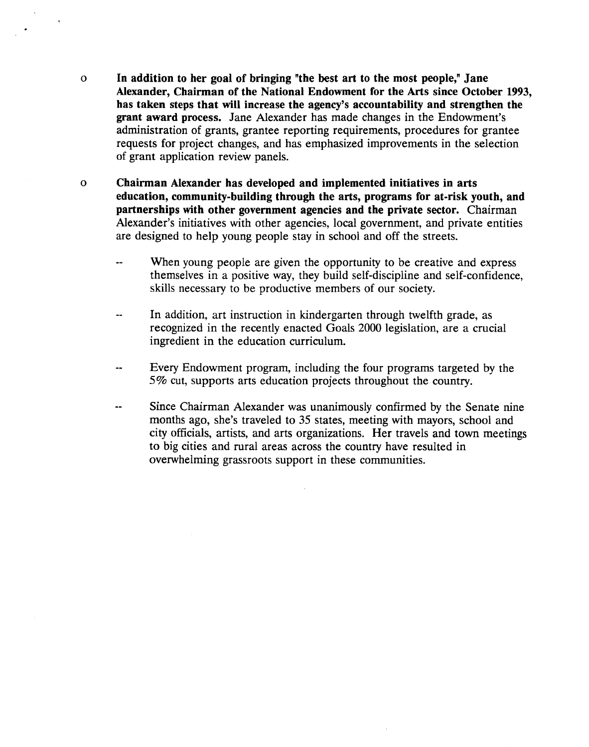- **In addition to her goal of bringing "the best art to the most people," Jane Alexander, Chairman of the National Endowment for the Arts since October 1993, has taken steps that will increase the agency's accountability and strengthen the grant award process.** Jane Alexander has made changes in the Endowment's administration of grants, grantee reporting requirements, procedures for grantee requests for project changes, and has emphasized improvements in the selection of grant application review panels.

- **Chairman Alexander has developed and implemented initiatives in arts education, community-building through the arts, programs for at-risk youth, and partnerships with other government agencies and the private sector.** Chairman Alexander's initiatives with other agencies, local government, and private entities are designed to help young people stay in school and off the streets.

  - When young people are given the opportunity to be creative and express themselves in a positive way, they build self-discipline and self-confidence, skills necessary to be productive members of our society.

  - In addition, art instruction in kindergarten through twelfth grade, as recognized in the recently enacted Goals 2000 legislation, are a crucial ingredient in the education curriculum.

  - Every Endowment program, including the four programs targeted by the 5% cut, supports arts education projects throughout the country.

  - Since Chairman Alexander was unanimously confirmed by the Senate nine months ago, she's traveled to 35 states, meeting with mayors, school and city officials, artists, and arts organizations. Her travels and town meetings to big cities and rural areas across the country have resulted in overwhelming grassroots support in these communities.